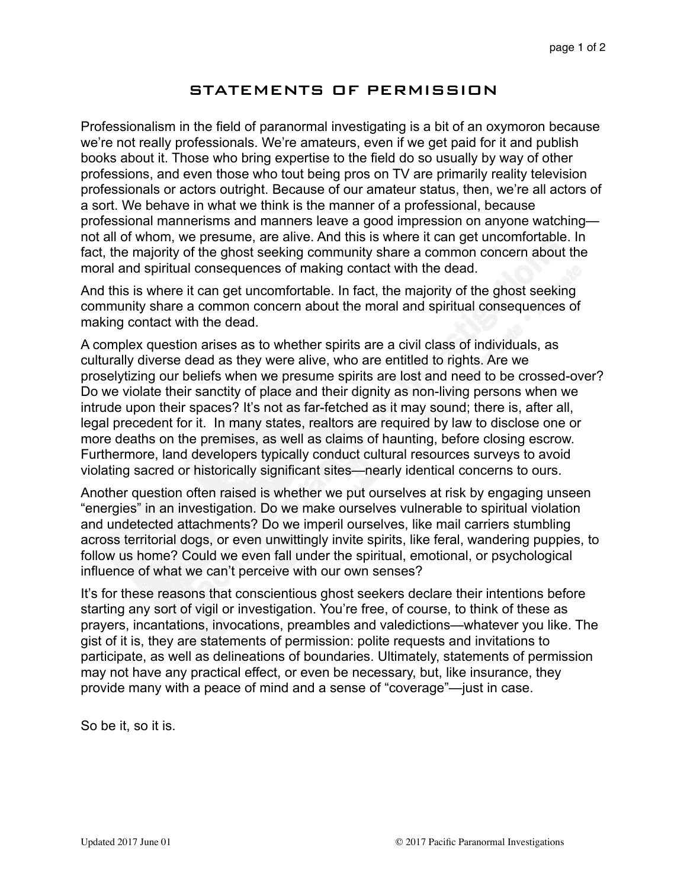# STATEMENTS OF PERMISSION

Professionalism in the field of paranormal investigating is a bit of an oxymoron because we're not really professionals. We're amateurs, even if we get paid for it and publish books about it. Those who bring expertise to the field do so usually by way of other professions, and even those who tout being pros on TV are primarily reality television professionals or actors outright. Because of our amateur status, then, we're all actors of a sort. We behave in what we think is the manner of a professional, because professional mannerisms and manners leave a good impression on anyone watching—not all of whom, we presume, are alive. And this is where it can get uncomfortable. In fact, the majority of the ghost seeking community share a common concern about the moral and spiritual consequences of making contact with the dead.

And this is where it can get uncomfortable. In fact, the majority of the ghost seeking community share a common concern about the moral and spiritual consequences of making contact with the dead.

A complex question arises as to whether spirits are a civil class of individuals, as culturally diverse dead as they were alive, who are entitled to rights. Are we proselytizing our beliefs when we presume spirits are lost and need to be crossed-over? Do we violate their sanctity of place and their dignity as non-living persons when we intrude upon their spaces? It's not as far-fetched as it may sound; there is, after all, legal precedent for it. In many states, realtors are required by law to disclose one or more deaths on the premises, as well as claims of haunting, before closing escrow. Furthermore, land developers typically conduct cultural resources surveys to avoid violating sacred or historically significant sites—nearly identical concerns to ours.

Another question often raised is whether we put ourselves at risk by engaging unseen "energies" in an investigation. Do we make ourselves vulnerable to spiritual violation and undetected attachments? Do we imperil ourselves, like mail carriers stumbling across territorial dogs, or even unwittingly invite spirits, like feral, wandering puppies, to follow us home? Could we even fall under the spiritual, emotional, or psychological influence of what we can't perceive with our own senses?

It's for these reasons that conscientious ghost seekers declare their intentions before starting any sort of vigil or investigation. You're free, of course, to think of these as prayers, incantations, invocations, preambles and valedictions—whatever you like. The gist of it is, they are statements of permission: polite requests and invitations to participate, as well as delineations of boundaries. Ultimately, statements of permission may not have any practical effect, or even be necessary, but, like insurance, they provide many with a peace of mind and a sense of "coverage"—just in case.

So be it, so it is.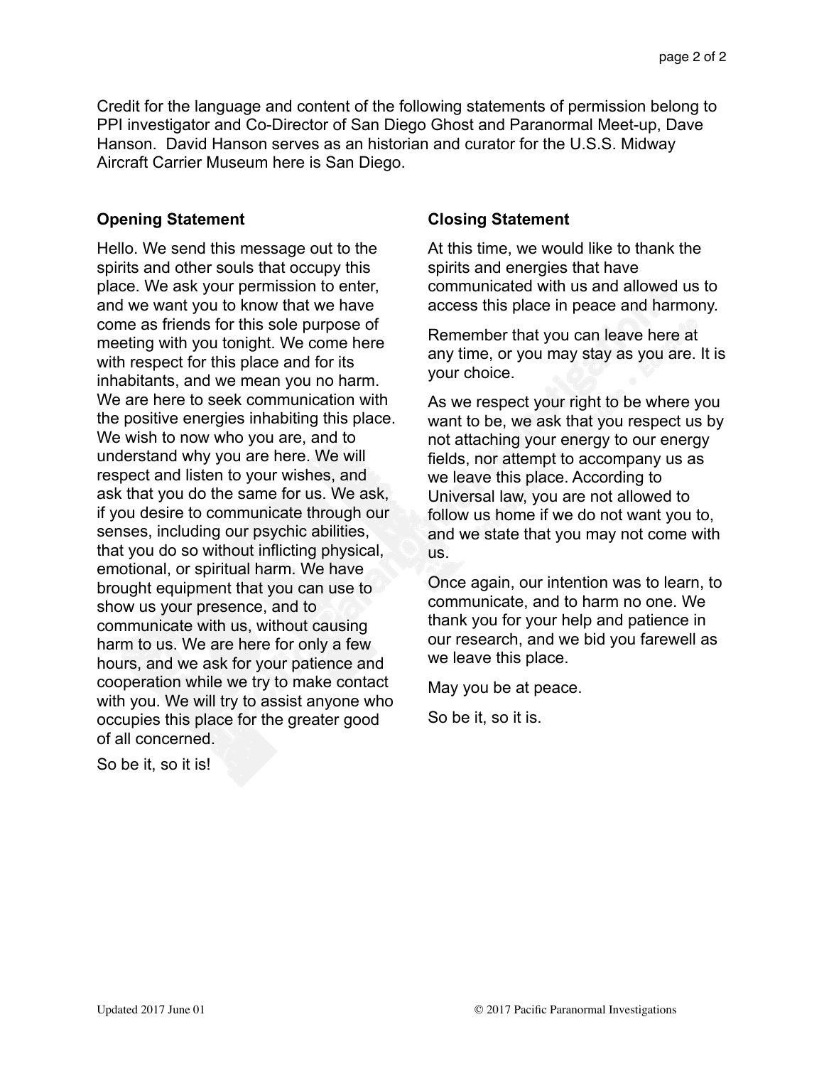Credit for the language and content of the following statements of permission belong to PPI investigator and Co-Director of San Diego Ghost and Paranormal Meet-up, Dave Hanson. David Hanson serves as an historian and curator for the U.S.S. Midway Aircraft Carrier Museum here is San Diego.

**Opening Statement**

Hello. We send this message out to the spirits and other souls that occupy this place. We ask your permission to enter, and we want you to know that we have come as friends for this sole purpose of meeting with you tonight. We come here with respect for this place and for its inhabitants, and we mean you no harm. We are here to seek communication with the positive energies inhabiting this place. We wish to now who you are, and to understand why you are here. We will respect and listen to your wishes, and ask that you do the same for us. We ask, if you desire to communicate through our senses, including our psychic abilities, that you do so without inflicting physical, emotional, or spiritual harm. We have brought equipment that you can use to show us your presence, and to communicate with us, without causing harm to us. We are here for only a few hours, and we ask for your patience and cooperation while we try to make contact with you. We will try to assist anyone who occupies this place for the greater good of all concerned.

So be it, so it is!

**Closing Statement**

At this time, we would like to thank the spirits and energies that have communicated with us and allowed us to access this place in peace and harmony.

Remember that you can leave here at any time, or you may stay as you are. It is your choice.

As we respect your right to be where you want to be, we ask that you respect us by not attaching your energy to our energy fields, nor attempt to accompany us as we leave this place. According to Universal law, you are not allowed to follow us home if we do not want you to, and we state that you may not come with us.

Once again, our intention was to learn, to communicate, and to harm no one. We thank you for your help and patience in our research, and we bid you farewell as we leave this place.

May you be at peace.

So be it, so it is.

Updated 2017 June 01

© 2017 Pacific Paranormal Investigations